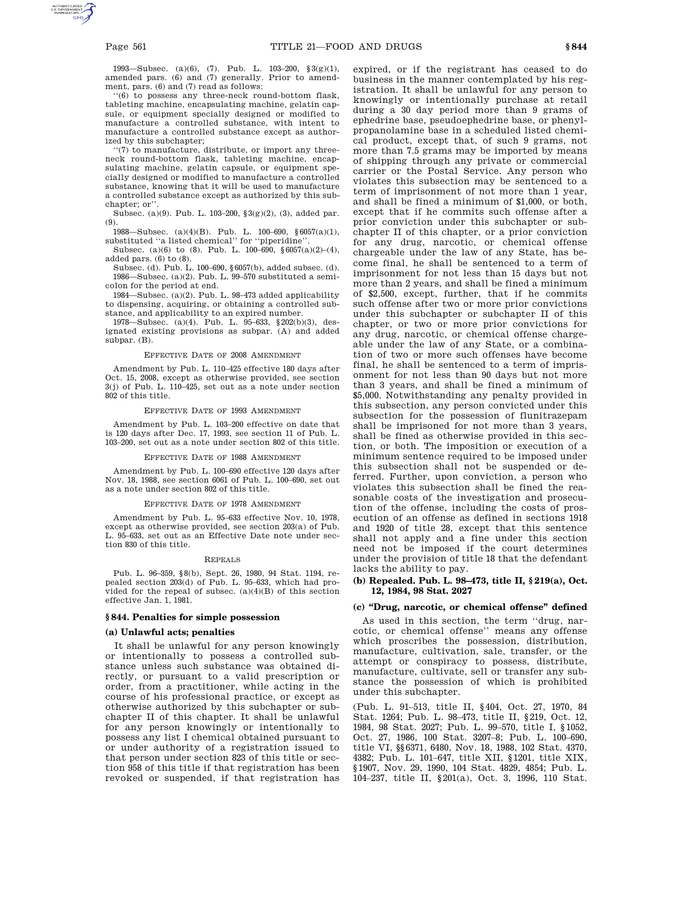1993—Subsec. (a)(6), (7). Pub. L. 103–200, §3(g)(1), amended pars. (6) and (7) generally. Prior to amendment, pars. (6) and (7) read as follows:

"(6) to possess any three-neck round-bottom flask, tableting machine, encapsulating machine, gelatin capsule, or equipment specially designed or modified to manufacture a controlled substance, with intent to manufacture a controlled substance except as authorized by this subchapter;

"(7) to manufacture, distribute, or import any three-neck round-bottom flask, tableting machine, encapsulating machine, gelatin capsule, or equipment specially designed or modified to manufacture a controlled substance, knowing that it will be used to manufacture a controlled substance except as authorized by this subchapter; or".

Subsec. (a)(9). Pub. L. 103–200, §3(g)(2), (3), added par. (9).

1988—Subsec. (a)(4)(B). Pub. L. 100–690, §6057(a)(1), substituted "a listed chemical" for "piperidine".

Subsec. (a)(6) to (8). Pub. L. 100–690, §6057(a)(2)–(4), added pars. (6) to (8).

Subsec. (d). Pub. L. 100–690, §6057(b), added subsec. (d).

1986—Subsec. (a)(2). Pub. L. 99–570 substituted a semicolon for the period at end.

1984—Subsec. (a)(2). Pub. L. 98–473 added applicability to dispensing, acquiring, or obtaining a controlled substance, and applicability to an expired number.

1978—Subsec. (a)(4). Pub. L. 95–633, §202(b)(3), designated existing provisions as subpar. (A) and added subpar. (B).

EFFECTIVE DATE OF 2008 AMENDMENT

Amendment by Pub. L. 110–425 effective 180 days after Oct. 15, 2008, except as otherwise provided, see section 3(j) of Pub. L. 110–425, set out as a note under section 802 of this title.

EFFECTIVE DATE OF 1993 AMENDMENT

Amendment by Pub. L. 103–200 effective on date that is 120 days after Dec. 17, 1993, see section 11 of Pub. L. 103–200, set out as a note under section 802 of this title.

EFFECTIVE DATE OF 1988 AMENDMENT

Amendment by Pub. L. 100–690 effective 120 days after Nov. 18, 1988, see section 6061 of Pub. L. 100–690, set out as a note under section 802 of this title.

EFFECTIVE DATE OF 1978 AMENDMENT

Amendment by Pub. L. 95–633 effective Nov. 10, 1978, except as otherwise provided, see section 203(a) of Pub. L. 95–633, set out as an Effective Date note under section 830 of this title.

REPEALS

Pub. L. 96–359, §8(b), Sept. 26, 1980, 94 Stat. 1194, repealed section 203(d) of Pub. L. 95–633, which had provided for the repeal of subsec. (a)(4)(B) of this section effective Jan. 1, 1981.

## §844. Penalties for simple possession

### (a) Unlawful acts; penalties

It shall be unlawful for any person knowingly or intentionally to possess a controlled substance unless such substance was obtained directly, or pursuant to a valid prescription or order, from a practitioner, while acting in the course of his professional practice, or except as otherwise authorized by this subchapter or subchapter II of this chapter. It shall be unlawful for any person knowingly or intentionally to possess any list I chemical obtained pursuant to or under authority of a registration issued to that person under section 823 of this title or section 958 of this title if that registration has been revoked or suspended, if that registration has expired, or if the registrant has ceased to do business in the manner contemplated by his registration. It shall be unlawful for any person to knowingly or intentionally purchase at retail during a 30 day period more than 9 grams of ephedrine base, pseudoephedrine base, or phenylpropanolamine base in a scheduled listed chemical product, except that, of such 9 grams, not more than 7.5 grams may be imported by means of shipping through any private or commercial carrier or the Postal Service. Any person who violates this subsection may be sentenced to a term of imprisonment of not more than 1 year, and shall be fined a minimum of $1,000, or both, except that if he commits such offense after a prior conviction under this subchapter or subchapter II of this chapter, or a prior conviction for any drug, narcotic, or chemical offense chargeable under the law of any State, has become final, he shall be sentenced to a term of imprisonment for not less than 15 days but not more than 2 years, and shall be fined a minimum of $2,500, except, further, that if he commits such offense after two or more prior convictions under this subchapter or subchapter II of this chapter, or two or more prior convictions for any drug, narcotic, or chemical offense chargeable under the law of any State, or a combination of two or more such offenses have become final, he shall be sentenced to a term of imprisonment for not less than 90 days but not more than 3 years, and shall be fined a minimum of $5,000. Notwithstanding any penalty provided in this subsection, any person convicted under this subsection for the possession of flunitrazepam shall be imprisoned for not more than 3 years, shall be fined as otherwise provided in this section, or both. The imposition or execution of a minimum sentence required to be imposed under this subsection shall not be suspended or deferred. Further, upon conviction, a person who violates this subsection shall be fined the reasonable costs of the investigation and prosecution of the offense, including the costs of prosecution of an offense as defined in sections 1918 and 1920 of title 28, except that this sentence shall not apply and a fine under this section need not be imposed if the court determines under the provision of title 18 that the defendant lacks the ability to pay.

### (b) Repealed. Pub. L. 98–473, title II, §219(a), Oct. 12, 1984, 98 Stat. 2027

### (c) "Drug, narcotic, or chemical offense" defined

As used in this section, the term "drug, narcotic, or chemical offense" means any offense which proscribes the possession, distribution, manufacture, cultivation, sale, transfer, or the attempt or conspiracy to possess, distribute, manufacture, cultivate, sell or transfer any substance the possession of which is prohibited under this subchapter.

(Pub. L. 91–513, title II, §404, Oct. 27, 1970, 84 Stat. 1264; Pub. L. 98–473, title II, §219, Oct. 12, 1984, 98 Stat. 2027; Pub. L. 99–570, title I, §1052, Oct. 27, 1986, 100 Stat. 3207–8; Pub. L. 100–690, title VI, §§6371, 6480, Nov. 18, 1988, 102 Stat. 4370, 4382; Pub. L. 101–647, title XII, §1201, title XIX, §1907, Nov. 29, 1990, 104 Stat. 4829, 4854; Pub. L. 104–237, title II, §201(a), Oct. 3, 1996, 110 Stat.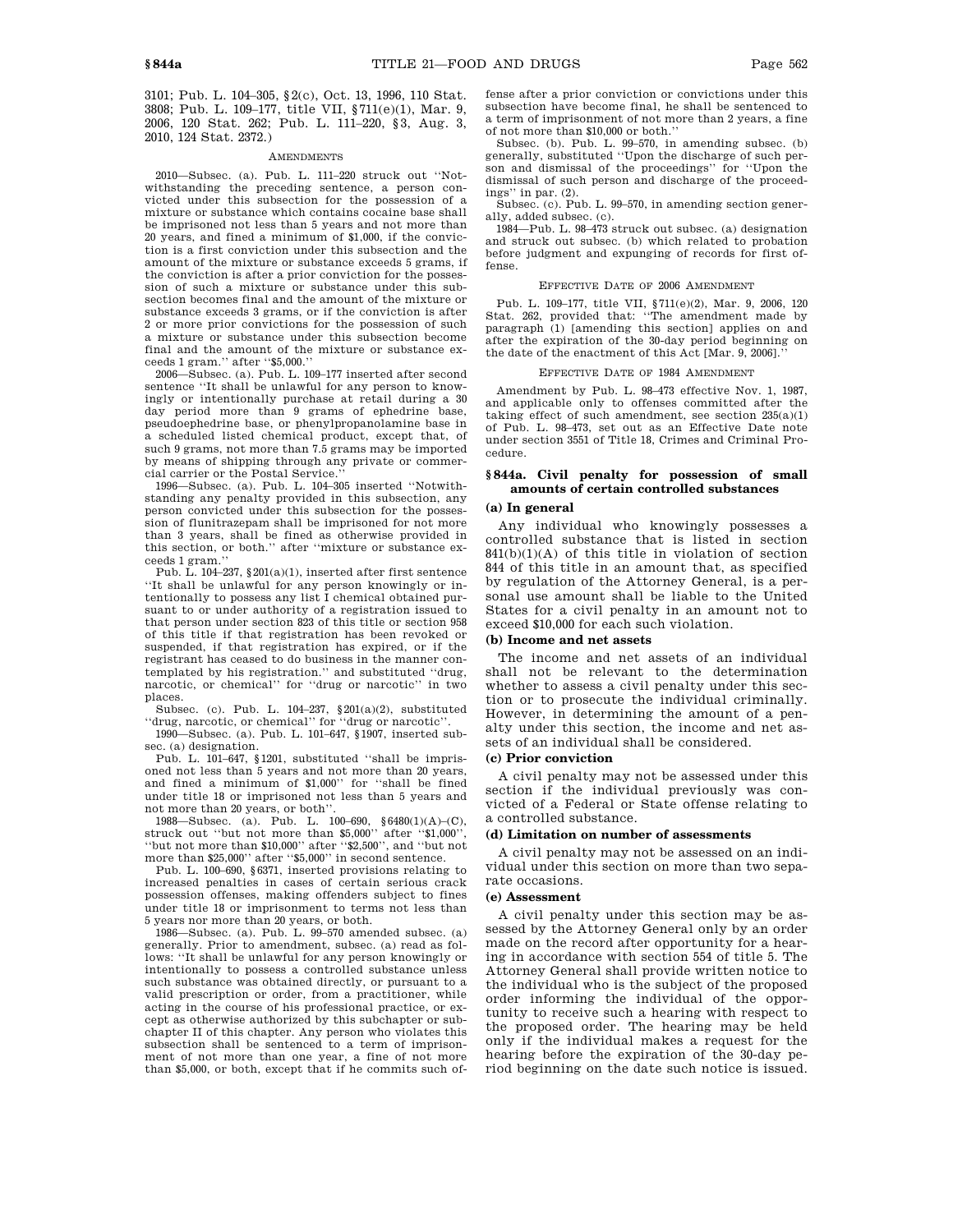3101; Pub. L. 104–305, §2(c), Oct. 13, 1996, 110 Stat. 3808; Pub. L. 109–177, title VII, §711(e)(1), Mar. 9, 2006, 120 Stat. 262; Pub. L. 111–220, §3, Aug. 3, 2010, 124 Stat. 2372.)

AMENDMENTS

2010—Subsec. (a). Pub. L. 111–220 struck out ''Notwithstanding the preceding sentence, a person convicted under this subsection for the possession of a mixture or substance which contains cocaine base shall be imprisoned not less than 5 years and not more than 20 years, and fined a minimum of $1,000, if the conviction is a first conviction under this subsection and the amount of the mixture or substance exceeds 5 grams, if the conviction is after a prior conviction for the possession of such a mixture or substance under this subsection becomes final and the amount of the mixture or substance exceeds 3 grams, or if the conviction is after 2 or more prior convictions for the possession of such a mixture or substance under this subsection become final and the amount of the mixture or substance exceeds 1 gram.'' after ''$5,000.''

2006—Subsec. (a). Pub. L. 109–177 inserted after second sentence ''It shall be unlawful for any person to knowingly or intentionally purchase at retail during a 30 day period more than 9 grams of ephedrine base, pseudoephedrine base, or phenylpropanolamine base in a scheduled listed chemical product, except that, of such 9 grams, not more than 7.5 grams may be imported by means of shipping through any private or commercial carrier or the Postal Service.''

1996—Subsec. (a). Pub. L. 104–305 inserted ''Notwithstanding any penalty provided in this subsection, any person convicted under this subsection for the possession of flunitrazepam shall be imprisoned for not more than 3 years, shall be fined as otherwise provided in this section, or both.'' after ''mixture or substance exceeds 1 gram.''

Pub. L. 104–237, §201(a)(1), inserted after first sentence ''It shall be unlawful for any person knowingly or intentionally to possess any list I chemical obtained pursuant to or under authority of a registration issued to that person under section 823 of this title or section 958 of this title if that registration has been revoked or suspended, if that registration has expired, or if the registrant has ceased to do business in the manner contemplated by his registration.'' and substituted ''drug, narcotic, or chemical'' for ''drug or narcotic'' in two places.

Subsec. (c). Pub. L. 104–237, §201(a)(2), substituted ''drug, narcotic, or chemical'' for ''drug or narcotic''.

1990—Subsec. (a). Pub. L. 101–647, §1907, inserted subsec. (a) designation.

Pub. L. 101–647, §1201, substituted ''shall be imprisoned not less than 5 years and not more than 20 years, and fined a minimum of $1,000'' for ''shall be fined under title 18 or imprisoned not less than 5 years and not more than 20 years, or both''.

1988—Subsec. (a). Pub. L. 100–690, §6480(1)(A)–(C), struck out ''but not more than $5,000'' after ''$1,000'', ''but not more than $10,000'' after ''$2,500'', and ''but not more than $25,000'' after ''$5,000'' in second sentence.

Pub. L. 100–690, §6371, inserted provisions relating to increased penalties in cases of certain serious crack possession offenses, making offenders subject to fines under title 18 or imprisonment to terms not less than 5 years nor more than 20 years, or both.

1986—Subsec. (a). Pub. L. 99–570 amended subsec. (a) generally. Prior to amendment, subsec. (a) read as follows: ''It shall be unlawful for any person knowingly or intentionally to possess a controlled substance unless such substance was obtained directly, or pursuant to a valid prescription or order, from a practitioner, while acting in the course of his professional practice, or except as otherwise authorized by this subchapter or subchapter II of this chapter. Any person who violates this subsection shall be sentenced to a term of imprisonment of not more than one year, a fine of not more than $5,000, or both, except that if he commits such offense after a prior conviction or convictions under this subsection have become final, he shall be sentenced to a term of imprisonment of not more than 2 years, a fine of not more than $10,000 or both.''

Subsec. (b). Pub. L. 99–570, in amending subsec. (b) generally, substituted ''Upon the discharge of such person and dismissal of the proceedings'' for ''Upon the dismissal of such person and discharge of the proceedings'' in par. (2).

Subsec. (c). Pub. L. 99–570, in amending section generally, added subsec. (c).

1984—Pub. L. 98–473 struck out subsec. (a) designation and struck out subsec. (b) which related to probation before judgment and expunging of records for first offense.

EFFECTIVE DATE OF 2006 AMENDMENT

Pub. L. 109–177, title VII, §711(e)(2), Mar. 9, 2006, 120 Stat. 262, provided that: ''The amendment made by paragraph (1) [amending this section] applies on and after the expiration of the 30-day period beginning on the date of the enactment of this Act [Mar. 9, 2006].''

EFFECTIVE DATE OF 1984 AMENDMENT

Amendment by Pub. L. 98–473 effective Nov. 1, 1987, and applicable only to offenses committed after the taking effect of such amendment, see section 235(a)(1) of Pub. L. 98–473, set out as an Effective Date note under section 3551 of Title 18, Crimes and Criminal Procedure.

## §844a. Civil penalty for possession of small amounts of certain controlled substances

### (a) In general

Any individual who knowingly possesses a controlled substance that is listed in section 841(b)(1)(A) of this title in violation of section 844 of this title in an amount that, as specified by regulation of the Attorney General, is a personal use amount shall be liable to the United States for a civil penalty in an amount not to exceed $10,000 for each such violation.

### (b) Income and net assets

The income and net assets of an individual shall not be relevant to the determination whether to assess a civil penalty under this section or to prosecute the individual criminally. However, in determining the amount of a penalty under this section, the income and net assets of an individual shall be considered.

### (c) Prior conviction

A civil penalty may not be assessed under this section if the individual previously was convicted of a Federal or State offense relating to a controlled substance.

### (d) Limitation on number of assessments

A civil penalty may not be assessed on an individual under this section on more than two separate occasions.

### (e) Assessment

A civil penalty under this section may be assessed by the Attorney General only by an order made on the record after opportunity for a hearing in accordance with section 554 of title 5. The Attorney General shall provide written notice to the individual who is the subject of the proposed order informing the individual of the opportunity to receive such a hearing with respect to the proposed order. The hearing may be held only if the individual makes a request for the hearing before the expiration of the 30-day period beginning on the date such notice is issued.